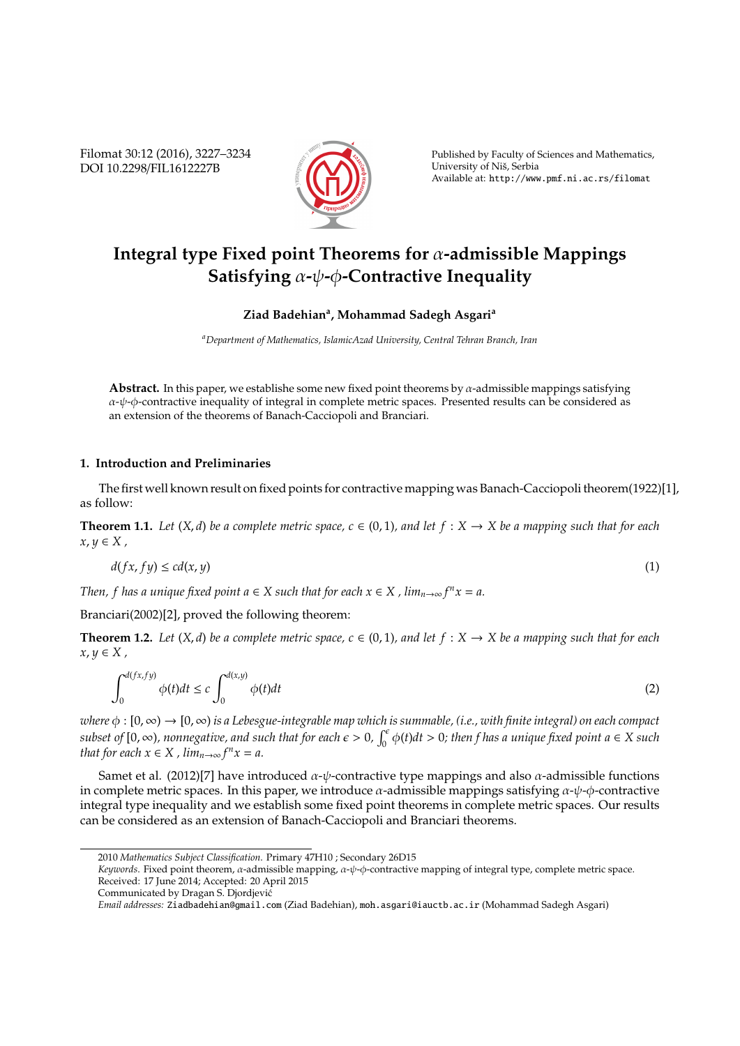# Integral type Fixed point Theorems for $\alpha$-admissible Mappings Satisfying $\alpha$-$\psi$-$\phi$-Contractive Inequality

**Ziad Badehian[a], Mohammad Sadegh Asgari[a]**

[a] *Department of Mathematics, IslamicAzad University, Central Tehran Branch, Iran*

**Abstract.** In this paper, we establishe some new fixed point theorems by $\alpha$-admissible mappings satisfying $\alpha$-$\psi$-$\phi$-contractive inequality of integral in complete metric spaces. Presented results can be considered as an extension of the theorems of Banach-Cacciopoli and Branciari.

## 1. Introduction and Preliminaries

The first well known result on fixed points for contractive mapping was Banach-Cacciopoli theorem(1922)[1], as follow:

**Theorem 1.1.** *Let $(X, d)$ be a complete metric space, $c \in (0, 1)$, and let $f : X \to X$ be a mapping such that for each $x, y \in X$ ,*

$$d(fx, fy) \le cd(x, y) \tag{1}$$

*Then, $f$ has a unique fixed point $a \in X$ such that for each $x \in X$ , $lim_{n\to\infty} f^n x = a$.*

Branciari(2002)[2], proved the following theorem:

**Theorem 1.2.** *Let $(X, d)$ be a complete metric space, $c \in (0, 1)$, and let $f : X \to X$ be a mapping such that for each $x, y \in X$ ,*

$$\int_0^{d(fx,fy)} \phi(t)dt \le c \int_0^{d(x,y)} \phi(t)dt \tag{2}$$

*where $\phi : [0, \infty) \to [0, \infty)$ is a Lebesgue-integrable map which is summable, (i.e., with finite integral) on each compact subset of $[0, \infty)$, nonnegative, and such that for each $\epsilon > 0$, $\int_0^{\epsilon} \phi(t)dt > 0$; then $f$ has a unique fixed point $a \in X$ such that for each $x \in X$ , $lim_{n\to\infty} f^n x = a$.*

Samet et al. (2012)[7] have introduced $\alpha$-$\psi$-contractive type mappings and also $\alpha$-admissible functions in complete metric spaces. In this paper, we introduce $\alpha$-admissible mappings satisfying $\alpha$-$\psi$-$\phi$-contractive integral type inequality and we establish some fixed point theorems in complete metric spaces. Our results can be considered as an extension of Banach-Cacciopoli and Branciari theorems.

---

2010 *Mathematics Subject Classification.* Primary 47H10 ; Secondary 26D15

*Keywords.* Fixed point theorem, $\alpha$-admissible mapping, $\alpha$-$\psi$-$\phi$-contractive mapping of integral type, complete metric space.

Received: 17 June 2014; Accepted: 20 April 2015

Communicated by Dragan S. Djordjević

*Email addresses:* Ziadbadehian@gmail.com (Ziad Badehian), moh.asgari@iauctb.ac.ir (Mohammad Sadegh Asgari)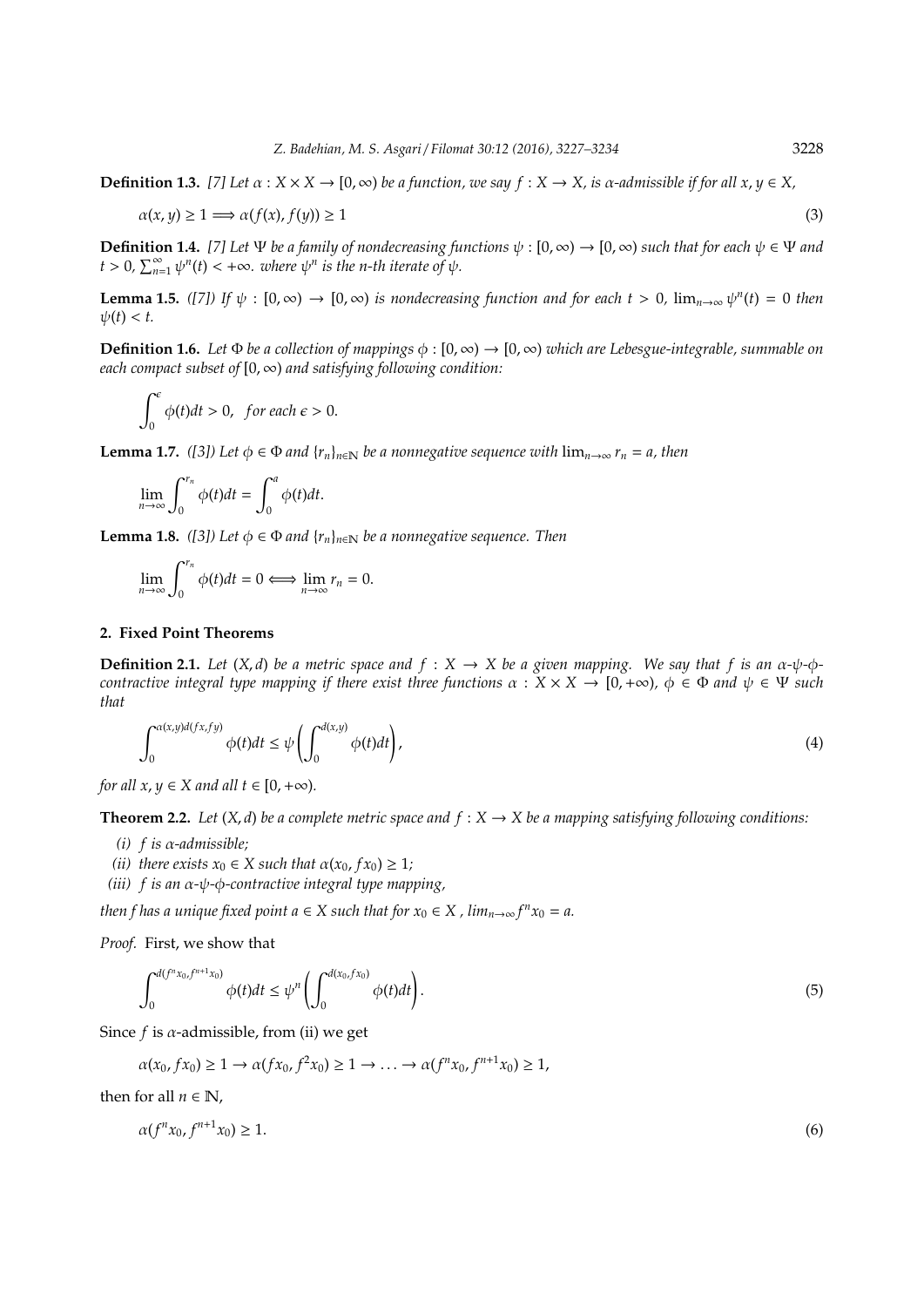**Definition 1.3.** *[7] Let $\alpha : X \times X \to [0, \infty)$ be a function, we say $f : X \to X$, is $\alpha$-admissible if for all $x, y \in X$,*

$$\alpha(x, y) \geq 1 \Longrightarrow \alpha(f(x), f(y)) \geq 1 \tag{3}$$

**Definition 1.4.** *[7] Let $\Psi$ be a family of nondecreasing functions $\psi : [0, \infty) \to [0, \infty)$ such that for each $\psi \in \Psi$ and $t > 0$, $\sum_{n=1}^{\infty} \psi^n(t) < +\infty$. where $\psi^n$ is the n-th iterate of $\psi$.*

**Lemma 1.5.** *([7]) If $\psi : [0, \infty) \to [0, \infty)$ is nondecreasing function and for each $t > 0$, $\lim_{n\to\infty} \psi^n(t) = 0$ then $\psi(t) < t$.*

**Definition 1.6.** *Let $\Phi$ be a collection of mappings $\phi : [0, \infty) \to [0, \infty)$ which are Lebesgue-integrable, summable on each compact subset of $[0, \infty)$ and satisfying following condition:*

$$\int_0^{\epsilon} \phi(t)dt > 0, \quad for\ each\ \epsilon > 0.$$

**Lemma 1.7.** *([3]) Let $\phi \in \Phi$ and $\{r_n\}_{n\in\mathbb{N}}$ be a nonnegative sequence with $\lim_{n\to\infty} r_n = a$, then*

$$\lim_{n\to\infty} \int_0^{r_n} \phi(t)dt = \int_0^{a} \phi(t)dt.$$

**Lemma 1.8.** *([3]) Let $\phi \in \Phi$ and $\{r_n\}_{n\in\mathbb{N}}$ be a nonnegative sequence. Then*

$$\lim_{n\to\infty} \int_0^{r_n} \phi(t)dt = 0 \Longleftrightarrow \lim_{n\to\infty} r_n = 0.$$

## 2. Fixed Point Theorems

**Definition 2.1.** *Let $(X, d)$ be a metric space and $f : X \to X$ be a given mapping. We say that $f$ is an $\alpha$-$\psi$-$\phi$-contractive integral type mapping if there exist three functions $\alpha : X \times X \to [0, +\infty)$, $\phi \in \Phi$ and $\psi \in \Psi$ such that*

$$\int_0^{\alpha(x,y)d(fx,fy)} \phi(t)dt \leq \psi\left(\int_0^{d(x,y)} \phi(t)dt\right), \tag{4}$$

*for all $x, y \in X$ and all $t \in [0, +\infty)$.*

**Theorem 2.2.** *Let $(X, d)$ be a complete metric space and $f : X \to X$ be a mapping satisfying following conditions:*

*(i) $f$ is $\alpha$-admissible;*

*(ii) there exists $x_0 \in X$ such that $\alpha(x_0, fx_0) \geq 1$;*

*(iii) $f$ is an $\alpha$-$\psi$-$\phi$-contractive integral type mapping,*

*then $f$ has a unique fixed point $a \in X$ such that for $x_0 \in X$ , $lim_{n\to\infty} f^n x_0 = a$.*

*Proof.* First, we show that

$$\int_0^{d(f^n x_0, f^{n+1} x_0)} \phi(t)dt \leq \psi^n\left(\int_0^{d(x_0, fx_0)} \phi(t)dt\right). \tag{5}$$

Since $f$ is $\alpha$-admissible, from (ii) we get

$$\alpha(x_0, fx_0) \geq 1 \to \alpha(fx_0, f^2 x_0) \geq 1 \to \ldots \to \alpha(f^n x_0, f^{n+1} x_0) \geq 1,$$

then for all $n \in \mathbb{N}$,

$$\alpha(f^n x_0, f^{n+1} x_0) \geq 1. \tag{6}$$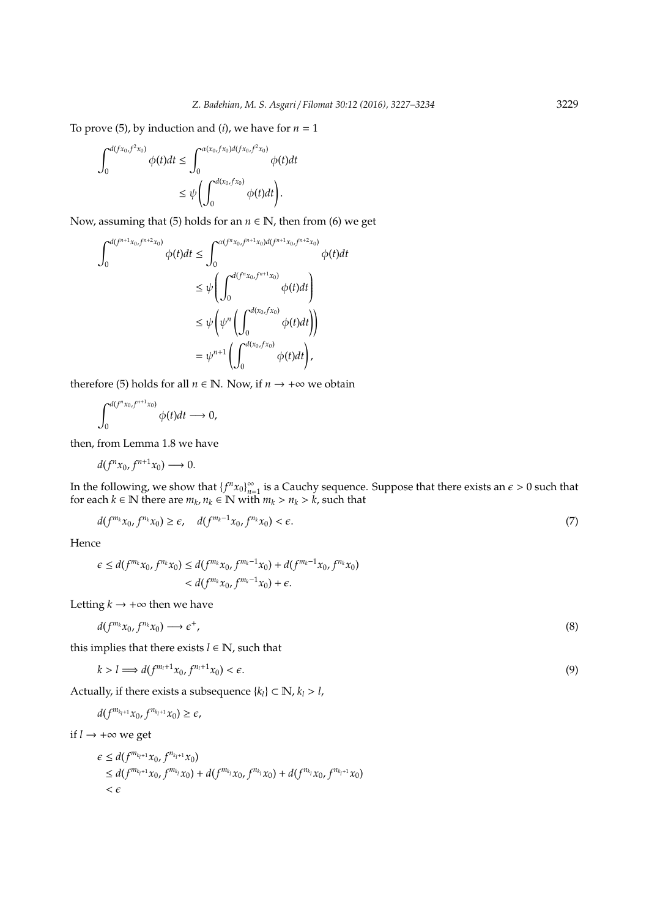To prove (5), by induction and $(i)$, we have for $n = 1$

$$
\begin{aligned}
\int_0^{d(fx_0, f^2x_0)} \phi(t)dt &\leq \int_0^{\alpha(x_0, fx_0)d(fx_0, f^2x_0)} \phi(t)dt \\
&\leq \psi\left(\int_0^{d(x_0, fx_0)} \phi(t)dt\right).
\end{aligned}
$$

Now, assuming that (5) holds for an $n \in \mathbb{N}$, then from (6) we get

$$
\begin{aligned}
\int_0^{d(f^{n+1}x_0, f^{n+2}x_0)} \phi(t)dt &\leq \int_0^{\alpha(f^n x_0, f^{n+1}x_0)d(f^{n+1}x_0, f^{n+2}x_0)} \phi(t)dt \\
&\leq \psi\left(\int_0^{d(f^n x_0, f^{n+1}x_0)} \phi(t)dt\right) \\
&\leq \psi\left(\psi^n\left(\int_0^{d(x_0, fx_0)} \phi(t)dt\right)\right) \\
&= \psi^{n+1}\left(\int_0^{d(x_0, fx_0)} \phi(t)dt\right),
\end{aligned}
$$

therefore (5) holds for all $n \in \mathbb{N}$. Now, if $n \to +\infty$ we obtain

$$
\int_0^{d(f^n x_0, f^{n+1}x_0)} \phi(t)dt \longrightarrow 0,
$$

then, from Lemma 1.8 we have

$$
d(f^n x_0, f^{n+1}x_0) \longrightarrow 0.
$$

In the following, we show that $\{f^n x_0\}_{n=1}^{\infty}$ is a Cauchy sequence. Suppose that there exists an $\epsilon > 0$ such that for each $k \in \mathbb{N}$ there are $m_k, n_k \in \mathbb{N}$ with $m_k > n_k > k$, such that

$$
d(f^{m_k}x_0, f^{n_k}x_0) \geq \epsilon, \quad d(f^{m_k - 1}x_0, f^{n_k}x_0) < \epsilon. \tag{7}
$$

Hence

$$
\begin{aligned}
\epsilon \leq d(f^{m_k}x_0, f^{n_k}x_0) &\leq d(f^{m_k}x_0, f^{m_k-1}x_0) + d(f^{m_k-1}x_0, f^{n_k}x_0) \\
&< d(f^{m_k}x_0, f^{m_k-1}x_0) + \epsilon.
\end{aligned}
$$

Letting $k \to +\infty$ then we have

$$
d(f^{m_k}x_0, f^{n_k}x_0) \longrightarrow \epsilon^+, \tag{8}
$$

this implies that there exists $l \in \mathbb{N}$, such that

$$
k > l \Longrightarrow d(f^{m_l+1}x_0, f^{n_l+1}x_0) < \epsilon. \tag{9}
$$

Actually, if there exists a subsequence $\{k_l\} \subset \mathbb{N}$, $k_l > l$,

$$
d(f^{m_{k_l+1}}x_0, f^{n_{k_l+1}}x_0) \geq \epsilon,
$$

if $l \to +\infty$ we get

$$
\begin{aligned}
&\epsilon \leq d(f^{m_{k_l+1}}x_0, f^{n_{k_l+1}}x_0) \\
&\leq d(f^{m_{k_l+1}}x_0, f^{m_{k_l}}x_0) + d(f^{m_{k_l}}x_0, f^{n_{k_l}}x_0) + d(f^{n_{k_l}}x_0, f^{n_{k_l}+1}x_0) \\
&< \epsilon
\end{aligned}
$$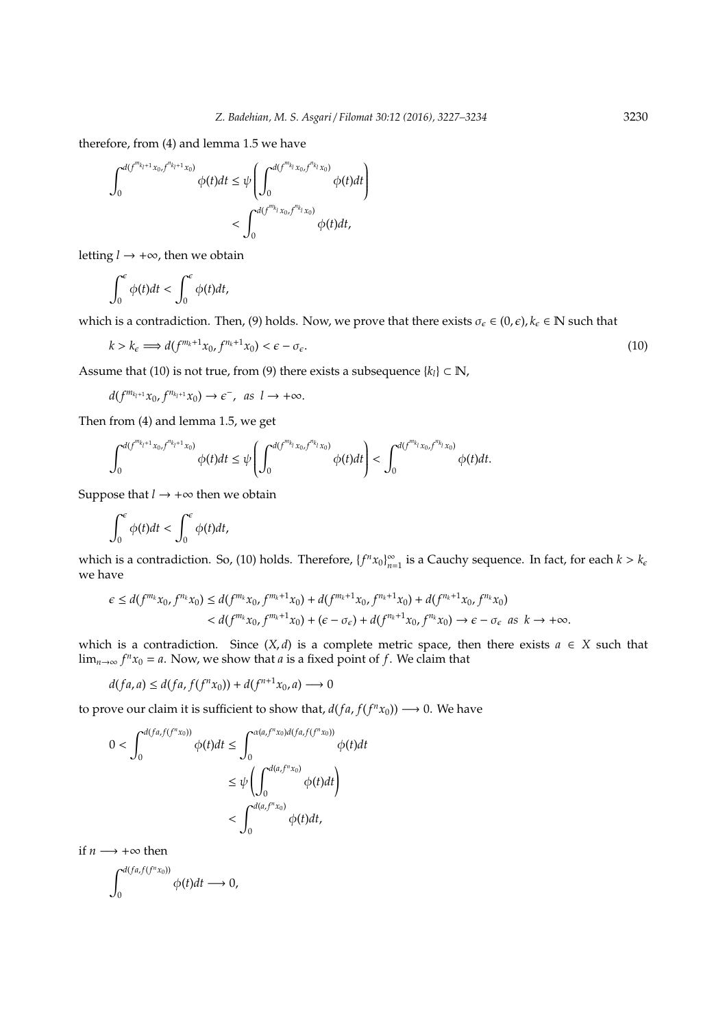therefore, from (4) and lemma 1.5 we have

$$\int_0^{d(f^{m_{k_l}+1}x_0, f^{n_{k_l}+1}x_0)} \phi(t)dt \leq \psi\left(\int_0^{d(f^{m_{k_l}}x_0, f^{n_{k_l}}x_0)} \phi(t)dt\right)$$
$$< \int_0^{d(f^{m_{k_l}}x_0, f^{n_{k_l}}x_0)} \phi(t)dt,$$

letting $l \to +\infty$, then we obtain

$$\int_0^{\epsilon} \phi(t)dt < \int_0^{\epsilon} \phi(t)dt,$$

which is a contradiction. Then, (9) holds. Now, we prove that there exists $\sigma_\epsilon \in (0, \epsilon), k_\epsilon \in \mathbb{N}$ such that

$$k > k_\epsilon \Longrightarrow d(f^{m_k+1}x_0, f^{n_k+1}x_0) < \epsilon - \sigma_\epsilon. \tag{10}$$

Assume that (10) is not true, from (9) there exists a subsequence $\{k_l\} \subset \mathbb{N}$,

$$d(f^{m_{k_l+1}}x_0, f^{n_{k_l+1}}x_0) \to \epsilon^-, \ \ as \ \ l \to +\infty.$$

Then from (4) and lemma 1.5, we get

$$\int_0^{d(f^{m_{k_l}+1}x_0, f^{n_{k_l}+1}x_0)} \phi(t)dt \leq \psi\left(\int_0^{d(f^{m_{k_l}}x_0, f^{n_{k_l}}x_0)} \phi(t)dt\right) < \int_0^{d(f^{m_{k_l}}x_0, f^{n_{k_l}}x_0)} \phi(t)dt.$$

Suppose that $l \to +\infty$ then we obtain

$$\int_0^{\epsilon} \phi(t)dt < \int_0^{\epsilon} \phi(t)dt,$$

which is a contradiction. So, (10) holds. Therefore, $\{f^n x_0\}_{n=1}^{\infty}$ is a Cauchy sequence. In fact, for each $k > k_\epsilon$ we have

$$\epsilon \leq d(f^{m_k}x_0, f^{n_k}x_0) \leq d(f^{m_k}x_0, f^{m_k+1}x_0) + d(f^{m_k+1}x_0, f^{n_k+1}x_0) + d(f^{n_k+1}x_0, f^{n_k}x_0)$$
$$< d(f^{m_k}x_0, f^{m_k+1}x_0) + (\epsilon - \sigma_\epsilon) + d(f^{n_k+1}x_0, f^{n_k}x_0) \to \epsilon - \sigma_\epsilon \ \ as \ \ k \to +\infty.$$

which is a contradiction. Since $(X, d)$ is a complete metric space, then there exists $a \in X$ such that $\lim_{n\to\infty} f^n x_0 = a$. Now, we show that $a$ is a fixed point of $f$. We claim that

$$d(fa, a) \leq d(fa, f(f^n x_0)) + d(f^{n+1}x_0, a) \longrightarrow 0$$

to prove our claim it is sufficient to show that, $d(fa, f(f^n x_0)) \longrightarrow 0$. We have

$$0 < \int_0^{d(fa, f(f^n x_0))} \phi(t)dt \leq \int_0^{\alpha(a, f^n x_0)d(fa, f(f^n x_0))} \phi(t)dt$$
$$\leq \psi\left(\int_0^{d(a, f^n x_0)} \phi(t)dt\right)$$
$$< \int_0^{d(a, f^n x_0)} \phi(t)dt,$$

if $n \longrightarrow +\infty$ then

$$\int_0^{d(fa, f(f^n x_0))} \phi(t)dt \longrightarrow 0,$$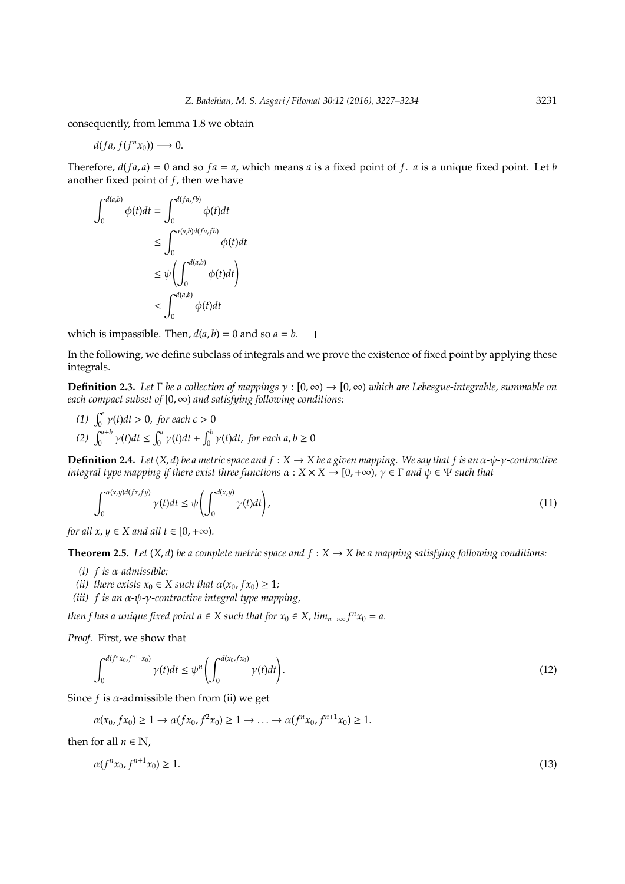consequently, from lemma 1.8 we obtain

$$d(fa, f(f^n x_0)) \longrightarrow 0.$$

Therefore, $d(fa, a) = 0$ and so $fa = a$, which means $a$ is a fixed point of $f$. $a$ is a unique fixed point. Let $b$ another fixed point of $f$, then we have

$$\begin{aligned}
\int_0^{d(a,b)} \phi(t)dt &= \int_0^{d(fa,fb)} \phi(t)dt \\
&\leq \int_0^{\alpha(a,b)d(fa,fb)} \phi(t)dt \\
&\leq \psi\left(\int_0^{d(a,b)} \phi(t)dt\right) \\
&< \int_0^{d(a,b)} \phi(t)dt
\end{aligned}$$

which is impassible. Then, $d(a, b) = 0$ and so $a = b$. $\square$

In the following, we define subclass of integrals and we prove the existence of fixed point by applying these integrals.

**Definition 2.3.** *Let $\Gamma$ be a collection of mappings $\gamma : [0, \infty) \to [0, \infty)$ which are Lebesgue-integrable, summable on each compact subset of $[0, \infty)$ and satisfying following conditions:*

*(1) $\int_0^{\epsilon} \gamma(t)dt > 0$, for each $\epsilon > 0$*

*(2) $\int_0^{a+b} \gamma(t)dt \leq \int_0^{a} \gamma(t)dt + \int_0^{b} \gamma(t)dt$, for each $a, b \geq 0$*

**Definition 2.4.** *Let $(X, d)$ be a metric space and $f : X \to X$ be a given mapping. We say that $f$ is an $\alpha$-$\psi$-$\gamma$-contractive integral type mapping if there exist three functions $\alpha : X \times X \to [0, +\infty)$, $\gamma \in \Gamma$ and $\psi \in \Psi$ such that*

$$\int_0^{\alpha(x,y)d(fx,fy)} \gamma(t)dt \leq \psi\left(\int_0^{d(x,y)} \gamma(t)dt\right), \tag{11}$$

*for all $x, y \in X$ and all $t \in [0, +\infty)$.*

**Theorem 2.5.** *Let $(X, d)$ be a complete metric space and $f : X \to X$ be a mapping satisfying following conditions:*

*(i) $f$ is $\alpha$-admissible;*

*(ii) there exists $x_0 \in X$ such that $\alpha(x_0, fx_0) \geq 1$;*

*(iii) $f$ is an $\alpha$-$\psi$-$\gamma$-contractive integral type mapping,*

*then f has a unique fixed point $a \in X$ such that for $x_0 \in X$, $\lim_{n\to\infty} f^n x_0 = a$.*

*Proof.* First, we show that

$$\int_0^{d(f^n x_0, f^{n+1} x_0)} \gamma(t)dt \leq \psi^n\left(\int_0^{d(x_0, fx_0)} \gamma(t)dt\right). \tag{12}$$

Since $f$ is $\alpha$-admissible then from (ii) we get

$$\alpha(x_0, fx_0) \geq 1 \to \alpha(fx_0, f^2 x_0) \geq 1 \to \ldots \to \alpha(f^n x_0, f^{n+1} x_0) \geq 1.$$

then for all $n \in \mathbb{N}$,

$$\alpha(f^n x_0, f^{n+1} x_0) \geq 1. \tag{13}$$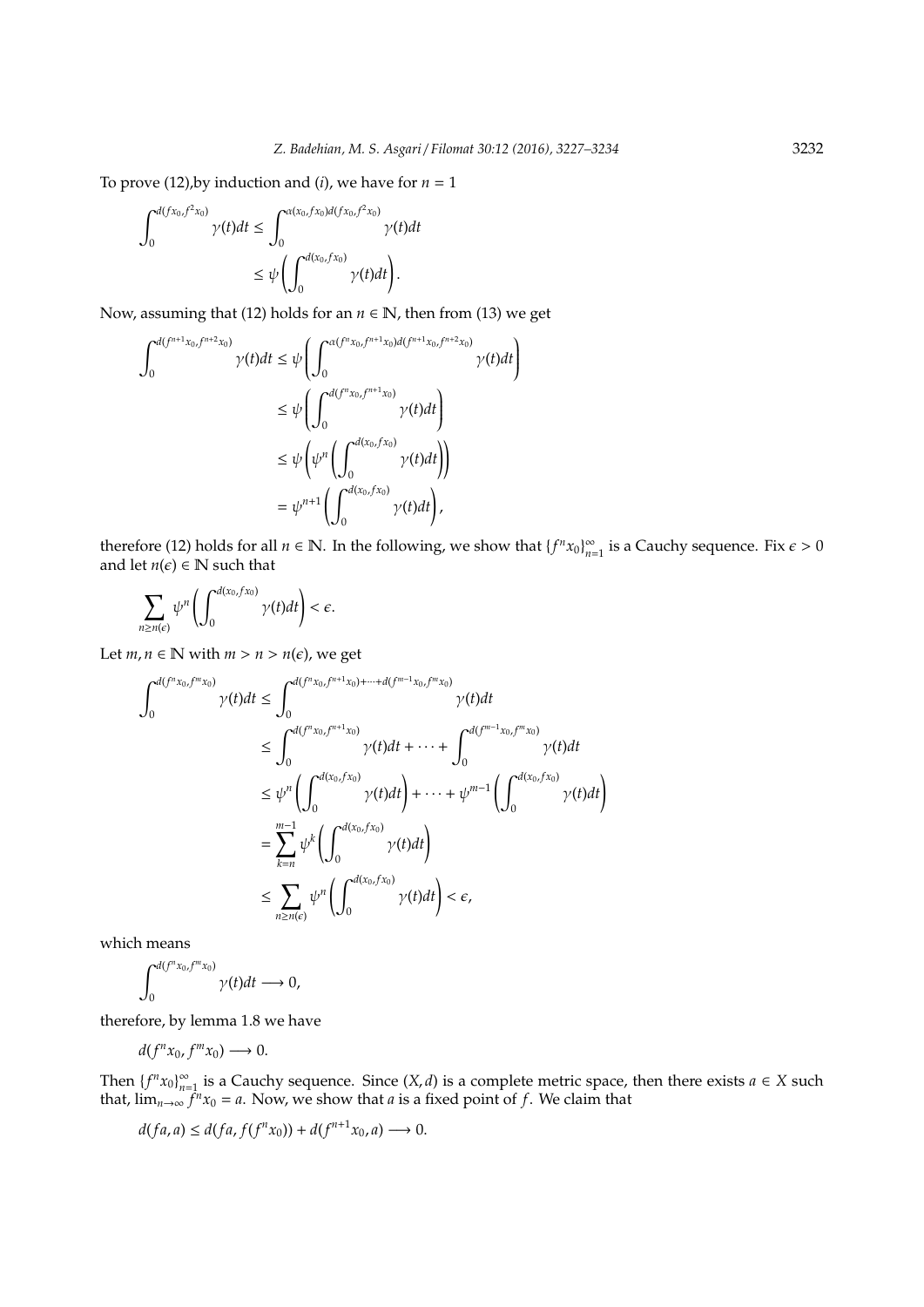To prove (12),by induction and $(i)$, we have for $n = 1$

$$
\begin{aligned}
\int_0^{d(fx_0, f^2x_0)} \gamma(t)dt &\leq \int_0^{\alpha(x_0, fx_0)d(fx_0, f^2x_0)} \gamma(t)dt \\
&\leq \psi\left(\int_0^{d(x_0, fx_0)} \gamma(t)dt\right).
\end{aligned}
$$

Now, assuming that (12) holds for an $n \in \mathbb{N}$, then from (13) we get

$$
\begin{aligned}
\int_0^{d(f^{n+1}x_0, f^{n+2}x_0)} \gamma(t)dt &\leq \psi\left(\int_0^{\alpha(f^n x_0, f^{n+1}x_0)d(f^{n+1}x_0, f^{n+2}x_0)} \gamma(t)dt\right) \\
&\leq \psi\left(\int_0^{d(f^n x_0, f^{n+1}x_0)} \gamma(t)dt\right) \\
&\leq \psi\left(\psi^n\left(\int_0^{d(x_0, fx_0)} \gamma(t)dt\right)\right) \\
&= \psi^{n+1}\left(\int_0^{d(x_0, fx_0)} \gamma(t)dt\right),
\end{aligned}
$$

therefore (12) holds for all $n \in \mathbb{N}$. In the following, we show that $\{f^n x_0\}_{n=1}^{\infty}$ is a Cauchy sequence. Fix $\epsilon > 0$ and let $n(\epsilon) \in \mathbb{N}$ such that

$$
\sum_{n \geq n(\epsilon)} \psi^n\left(\int_0^{d(x_0, fx_0)} \gamma(t)dt\right) < \epsilon.
$$

Let $m, n \in \mathbb{N}$ with $m > n > n(\epsilon)$, we get

$$
\begin{aligned}
\int_0^{d(f^n x_0, f^m x_0)} \gamma(t)dt &\leq \int_0^{d(f^n x_0, f^{n+1}x_0) + \cdots + d(f^{m-1}x_0, f^m x_0)} \gamma(t)dt \\
&\leq \int_0^{d(f^n x_0, f^{n+1}x_0)} \gamma(t)dt + \cdots + \int_0^{d(f^{m-1}x_0, f^m x_0)} \gamma(t)dt \\
&\leq \psi^n\left(\int_0^{d(x_0, fx_0)} \gamma(t)dt\right) + \cdots + \psi^{m-1}\left(\int_0^{d(x_0, fx_0)} \gamma(t)dt\right) \\
&= \sum_{k=n}^{m-1} \psi^k\left(\int_0^{d(x_0, fx_0)} \gamma(t)dt\right) \\
&\leq \sum_{n \geq n(\epsilon)} \psi^n\left(\int_0^{d(x_0, fx_0)} \gamma(t)dt\right) < \epsilon,
\end{aligned}
$$

which means

$$
\int_0^{d(f^n x_0, f^m x_0)} \gamma(t)dt \longrightarrow 0,
$$

therefore, by lemma 1.8 we have

$$
d(f^n x_0, f^m x_0) \longrightarrow 0.
$$

Then $\{f^n x_0\}_{n=1}^{\infty}$ is a Cauchy sequence. Since $(X, d)$ is a complete metric space, then there exists $a \in X$ such that, $\lim_{n\to\infty} f^n x_0 = a$. Now, we show that $a$ is a fixed point of $f$. We claim that

$$
d(fa, a) \leq d(fa, f(f^n x_0)) + d(f^{n+1}x_0, a) \longrightarrow 0.
$$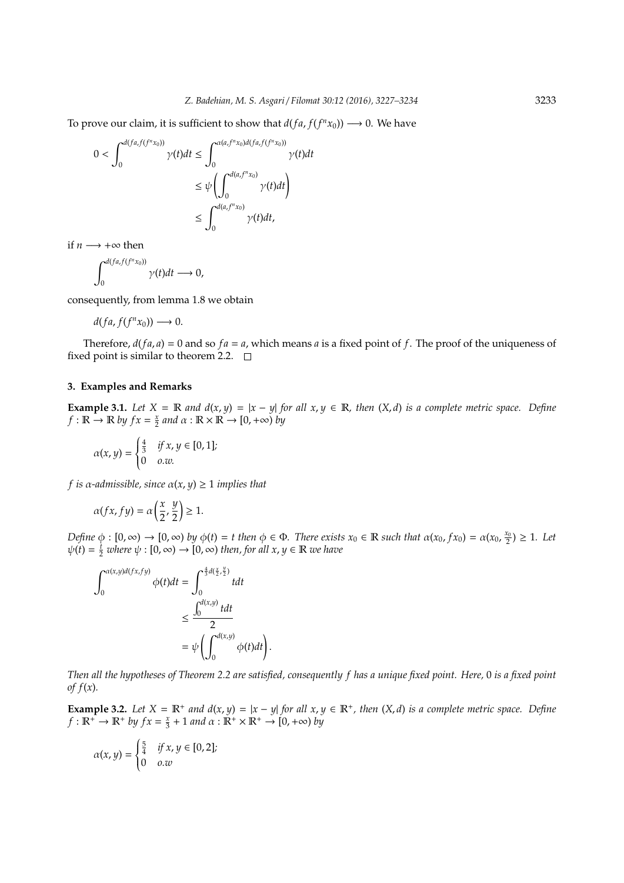To prove our claim, it is sufficient to show that $d(fa, f(f^n x_0)) \longrightarrow 0$. We have

$$
\begin{aligned}
0 < \int_0^{d(fa, f(f^n x_0))} \gamma(t)dt &\leq \int_0^{\alpha(a, f^n x_0) d(fa, f(f^n x_0))} \gamma(t)dt \\
&\leq \psi\left( \int_0^{d(a, f^n x_0)} \gamma(t)dt \right) \\
&\leq \int_0^{d(a, f^n x_0)} \gamma(t)dt,
\end{aligned}
$$

if $n \longrightarrow +\infty$ then

$$\int_0^{d(fa, f(f^n x_0))} \gamma(t)dt \longrightarrow 0,$$

consequently, from lemma 1.8 we obtain

$$d(fa, f(f^n x_0)) \longrightarrow 0.$$

Therefore, $d(fa, a) = 0$ and so $fa = a$, which means $a$ is a fixed point of $f$. The proof of the uniqueness of fixed point is similar to theorem 2.2. $\square$

## 3. Examples and Remarks

**Example 3.1.** *Let $X = \mathbb{R}$ and $d(x, y) = |x - y|$ for all $x, y \in \mathbb{R}$, then $(X, d)$ is a complete metric space. Define $f : \mathbb{R} \to \mathbb{R}$ by $fx = \frac{x}{2}$ and $\alpha : \mathbb{R} \times \mathbb{R} \to [0, +\infty)$ by*

$$\alpha(x, y) = \begin{cases} \frac{4}{3} & \text{if } x, y \in [0, 1]; \\ 0 & \text{o.w.} \end{cases}$$

*$f$ is $\alpha$-admissible, since $\alpha(x, y) \geq 1$ implies that*

$$\alpha(fx, fy) = \alpha\left(\frac{x}{2}, \frac{y}{2}\right) \geq 1.$$

*Define $\phi : [0, \infty) \to [0, \infty)$ by $\phi(t) = t$ then $\phi \in \Phi$. There exists $x_0 \in \mathbb{R}$ such that $\alpha(x_0, fx_0) = \alpha(x_0, \frac{x_0}{2}) \geq 1$. Let $\psi(t) = \frac{t}{2}$ where $\psi : [0, \infty) \to [0, \infty)$ then, for all $x, y \in \mathbb{R}$ we have*

$$
\begin{aligned}
\int_0^{\alpha(x,y) d(fx, fy)} \phi(t)dt &= \int_0^{\frac{4}{3} d(\frac{x}{2}, \frac{y}{2})} t dt \\
&\leq \frac{\int_0^{d(x,y)} t dt}{2} \\
&= \psi\left( \int_0^{d(x,y)} \phi(t)dt \right).
\end{aligned}
$$

*Then all the hypotheses of Theorem 2.2 are satisfied, consequently $f$ has a unique fixed point. Here, $0$ is a fixed point of $f(x)$.*

**Example 3.2.** *Let $X = \mathbb{R}^+$ and $d(x, y) = |x - y|$ for all $x, y \in \mathbb{R}^+$, then $(X, d)$ is a complete metric space. Define $f : \mathbb{R}^+ \to \mathbb{R}^+$ by $fx = \frac{x}{3} + 1$ and $\alpha : \mathbb{R}^+ \times \mathbb{R}^+ \to [0, +\infty)$ by*

$$\alpha(x, y) = \begin{cases} \frac{5}{4} & \text{if } x, y \in [0, 2]; \\ 0 & \text{o.w} \end{cases}$$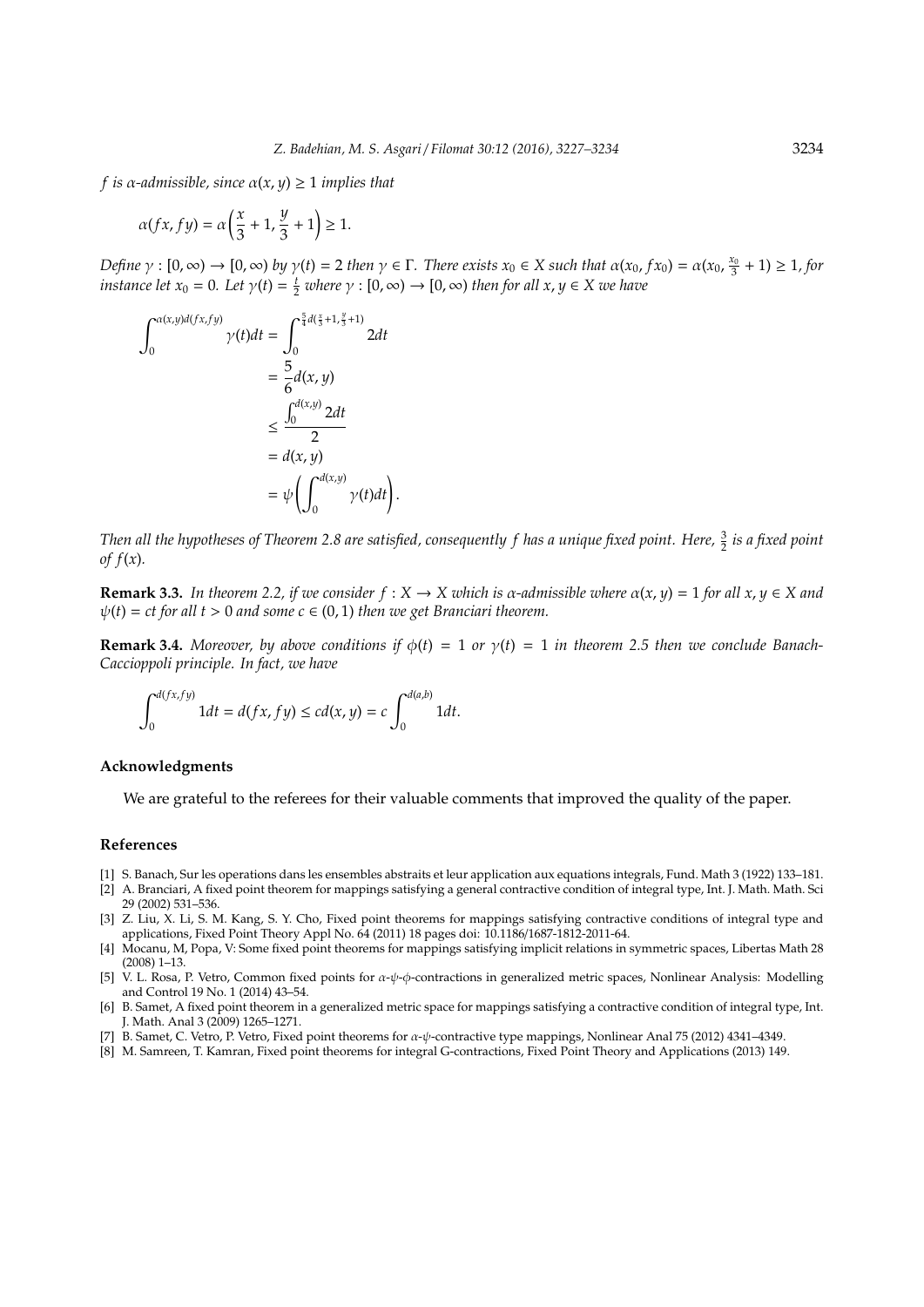*$f$ is $\alpha$-admissible, since $\alpha(x, y) \geq 1$ implies that*

$$\alpha(fx, fy) = \alpha\left(\frac{x}{3} + 1, \frac{y}{3} + 1\right) \geq 1.$$

*Define $\gamma : [0, \infty) \to [0, \infty)$ by $\gamma(t) = 2$ then $\gamma \in \Gamma$. There exists $x_0 \in X$ such that $\alpha(x_0, fx_0) = \alpha(x_0, \frac{x_0}{3} + 1) \geq 1$, for instance let $x_0 = 0$. Let $\gamma(t) = \frac{t}{2}$ where $\gamma : [0, \infty) \to [0, \infty)$ then for all $x, y \in X$ we have*

$$\begin{aligned}
\int_0^{\alpha(x,y)d(fx,fy)} \gamma(t)dt &= \int_0^{\frac{5}{4}d(\frac{x}{3}+1, \frac{y}{3}+1)} 2dt \\
&= \frac{5}{6}d(x, y) \\
&\leq \frac{\int_0^{d(x,y)} 2dt}{2} \\
&= d(x, y) \\
&= \psi\left(\int_0^{d(x,y)} \gamma(t)dt\right).
\end{aligned}$$

*Then all the hypotheses of Theorem 2.8 are satisfied, consequently $f$ has a unique fixed point. Here, $\frac{3}{2}$ is a fixed point of $f(x)$.*

**Remark 3.3.** *In theorem 2.2, if we consider $f : X \to X$ which is $\alpha$-admissible where $\alpha(x, y) = 1$ for all $x, y \in X$ and $\psi(t) = ct$ for all $t > 0$ and some $c \in (0, 1)$ then we get Branciari theorem.*

**Remark 3.4.** *Moreover, by above conditions if $\phi(t) = 1$ or $\gamma(t) = 1$ in theorem 2.5 then we conclude Banach-Caccioppoli principle. In fact, we have*

$$\int_0^{d(fx,fy)} 1dt = d(fx, fy) \leq cd(x, y) = c\int_0^{d(a,b)} 1dt.$$

## Acknowledgments

We are grateful to the referees for their valuable comments that improved the quality of the paper.

## References

[1] S. Banach, Sur les operations dans les ensembles abstraits et leur application aux equations integrals, Fund. Math 3 (1922) 133–181.

[2] A. Branciari, A fixed point theorem for mappings satisfying a general contractive condition of integral type, Int. J. Math. Math. Sci 29 (2002) 531–536.

[3] Z. Liu, X. Li, S. M. Kang, S. Y. Cho, Fixed point theorems for mappings satisfying contractive conditions of integral type and applications, Fixed Point Theory Appl No. 64 (2011) 18 pages doi: 10.1186/1687-1812-2011-64.

[4] Mocanu, M, Popa, V: Some fixed point theorems for mappings satisfying implicit relations in symmetric spaces, Libertas Math 28 (2008) 1–13.

[5] V. L. Rosa, P. Vetro, Common fixed points for $\alpha$-$\psi$-$\phi$-contractions in generalized metric spaces, Nonlinear Analysis: Modelling and Control 19 No. 1 (2014) 43–54.

[6] B. Samet, A fixed point theorem in a generalized metric space for mappings satisfying a contractive condition of integral type, Int. J. Math. Anal 3 (2009) 1265–1271.

[7] B. Samet, C. Vetro, P. Vetro, Fixed point theorems for $\alpha$-$\psi$-contractive type mappings, Nonlinear Anal 75 (2012) 4341–4349.

[8] M. Samreen, T. Kamran, Fixed point theorems for integral G-contractions, Fixed Point Theory and Applications (2013) 149.